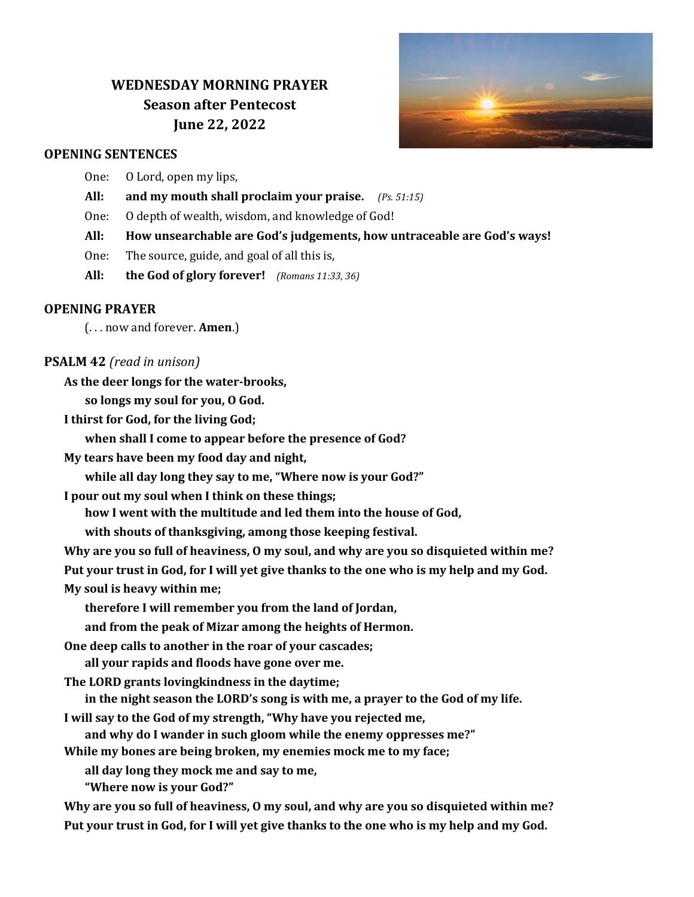# WEDNESDAY MORNING PRAYER
## Season after Pentecost
## June 22, 2022

### OPENING SENTENCES

One: O Lord, open my lips,

**All: and my mouth shall proclaim your praise.** *(Ps. 51:15)*

One: O depth of wealth, wisdom, and knowledge of God!

**All: How unsearchable are God's judgements, how untraceable are God's ways!**

One: The source, guide, and goal of all this is,

**All: the God of glory forever!** *(Romans 11:33, 36)*

### OPENING PRAYER

(. . . now and forever. **Amen**.)

### PSALM 42 *(read in unison)*

**As the deer longs for the water-brooks,**
**so longs my soul for you, O God.**
**I thirst for God, for the living God;**
**when shall I come to appear before the presence of God?**
**My tears have been my food day and night,**
**while all day long they say to me, "Where now is your God?"**
**I pour out my soul when I think on these things;**
**how I went with the multitude and led them into the house of God,**
**with shouts of thanksgiving, among those keeping festival.**
**Why are you so full of heaviness, O my soul, and why are you so disquieted within me?**
**Put your trust in God, for I will yet give thanks to the one who is my help and my God.**
**My soul is heavy within me;**
**therefore I will remember you from the land of Jordan,**
**and from the peak of Mizar among the heights of Hermon.**
**One deep calls to another in the roar of your cascades;**
**all your rapids and floods have gone over me.**
**The LORD grants lovingkindness in the daytime;**
**in the night season the LORD's song is with me, a prayer to the God of my life.**
**I will say to the God of my strength, "Why have you rejected me,**
**and why do I wander in such gloom while the enemy oppresses me?"**
**While my bones are being broken, my enemies mock me to my face;**
**all day long they mock me and say to me,**
**"Where now is your God?"**
**Why are you so full of heaviness, O my soul, and why are you so disquieted within me?**
**Put your trust in God, for I will yet give thanks to the one who is my help and my God.**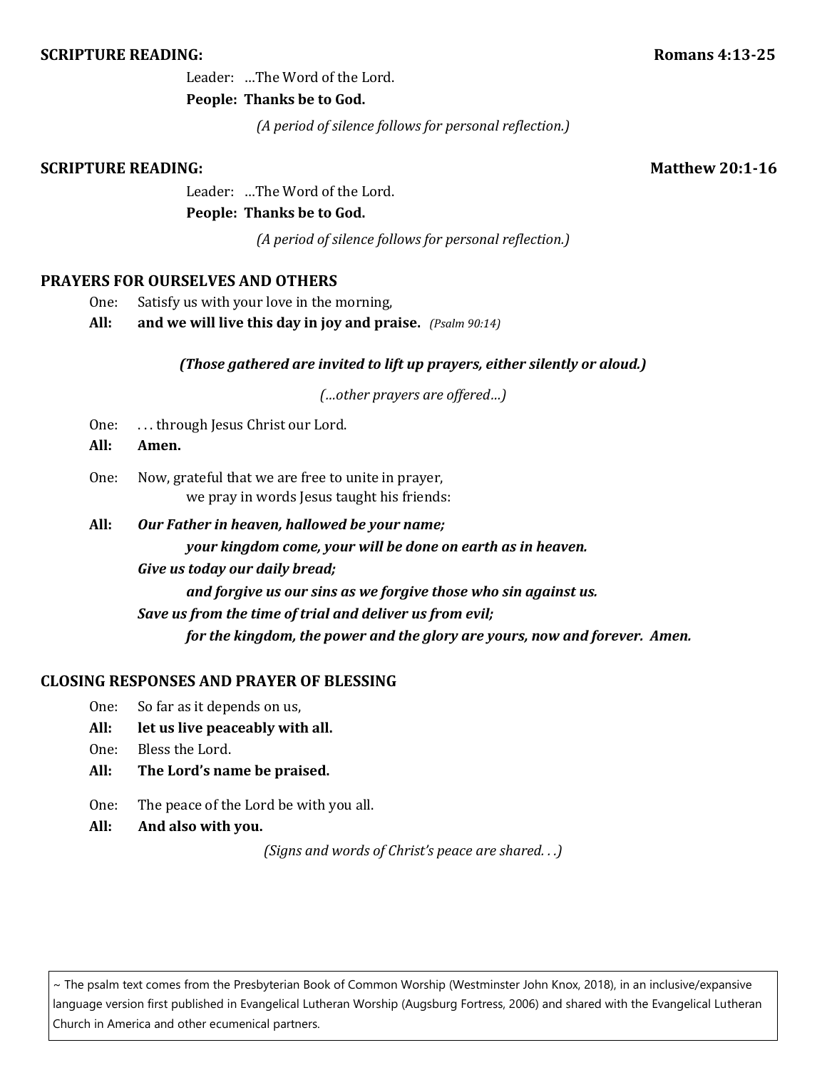**SCRIPTURE READING: Romans 4:13-25**

Leader: …The Word of the Lord.

**People: Thanks be to God.**

*(A period of silence follows for personal reflection.)*

**SCRIPTURE READING: Matthew 20:1-16**

Leader: …The Word of the Lord.

**People: Thanks be to God.**

*(A period of silence follows for personal reflection.)*

**PRAYERS FOR OURSELVES AND OTHERS**

One: Satisfy us with your love in the morning,

**All: and we will live this day in joy and praise.** *(Psalm 90:14)*

***(Those gathered are invited to lift up prayers, either silently or aloud.)***

*(…other prayers are offered…)*

One: . . . through Jesus Christ our Lord.

**All: Amen.**

One: Now, grateful that we are free to unite in prayer,
we pray in words Jesus taught his friends:

**All:** ***Our Father in heaven, hallowed be your name;***
***your kingdom come, your will be done on earth as in heaven.***
***Give us today our daily bread;***
***and forgive us our sins as we forgive those who sin against us.***
***Save us from the time of trial and deliver us from evil;***
***for the kingdom, the power and the glory are yours, now and forever. Amen.***

**CLOSING RESPONSES AND PRAYER OF BLESSING**

One: So far as it depends on us,

**All: let us live peaceably with all.**

One: Bless the Lord.

**All: The Lord's name be praised.**

One: The peace of the Lord be with you all.

**All: And also with you.**

*(Signs and words of Christ's peace are shared. . .)*

~ The psalm text comes from the Presbyterian Book of Common Worship (Westminster John Knox, 2018), in an inclusive/expansive language version first published in Evangelical Lutheran Worship (Augsburg Fortress, 2006) and shared with the Evangelical Lutheran Church in America and other ecumenical partners.